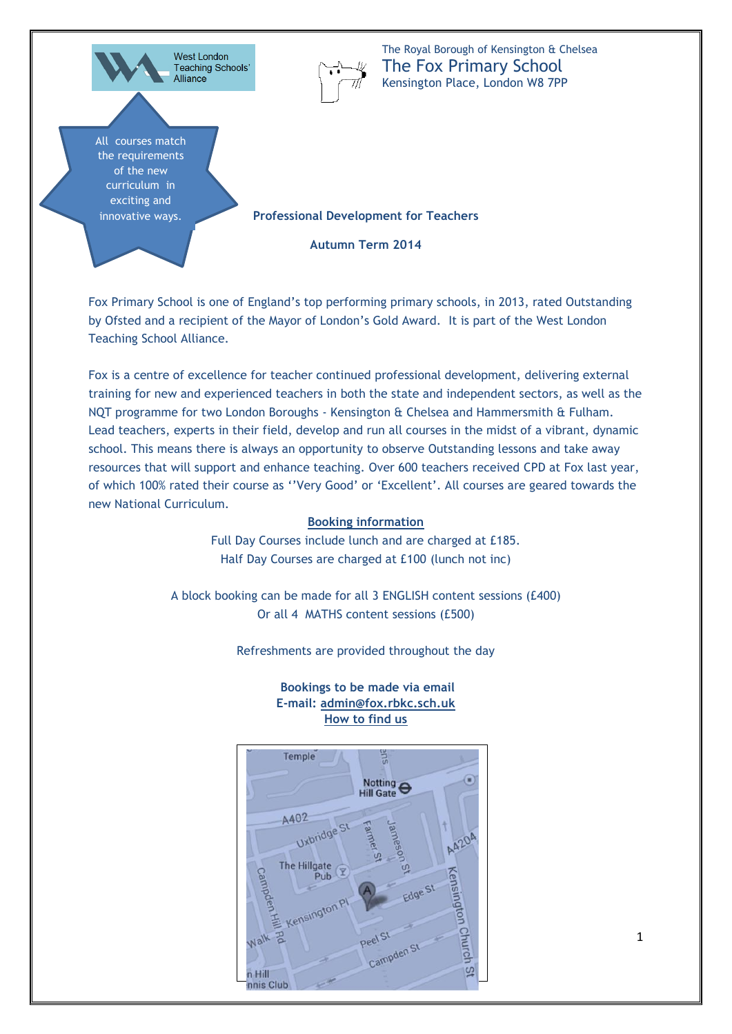West London Teaching Schools' Alliance

The Royal Borough of Kensington & Chelsea

# The Fox Primary School

Kensington Place, London W8 7PP

All courses match the requirements of the new curriculum in exciting and innovative ways.

## Professional Development for Teachers

## Autumn Term 2014

Fox Primary School is one of England's top performing primary schools, in 2013, rated Outstanding by Ofsted and a recipient of the Mayor of London's Gold Award. It is part of the West London Teaching School Alliance.

Fox is a centre of excellence for teacher continued professional development, delivering external training for new and experienced teachers in both the state and independent sectors, as well as the NQT programme for two London Boroughs - Kensington & Chelsea and Hammersmith & Fulham. Lead teachers, experts in their field, develop and run all courses in the midst of a vibrant, dynamic school. This means there is always an opportunity to observe Outstanding lessons and take away resources that will support and enhance teaching. Over 600 teachers received CPD at Fox last year, of which 100% rated their course as ''Very Good' or 'Excellent'. All courses are geared towards the new National Curriculum.

**Booking information**

Full Day Courses include lunch and are charged at £185.
Half Day Courses are charged at £100 (lunch not inc)

A block booking can be made for all 3 ENGLISH content sessions (£400)
Or all 4 MATHS content sessions (£500)

Refreshments are provided throughout the day

**Bookings to be made via email**
**E-mail: admin@fox.rbkc.sch.uk**
**How to find us**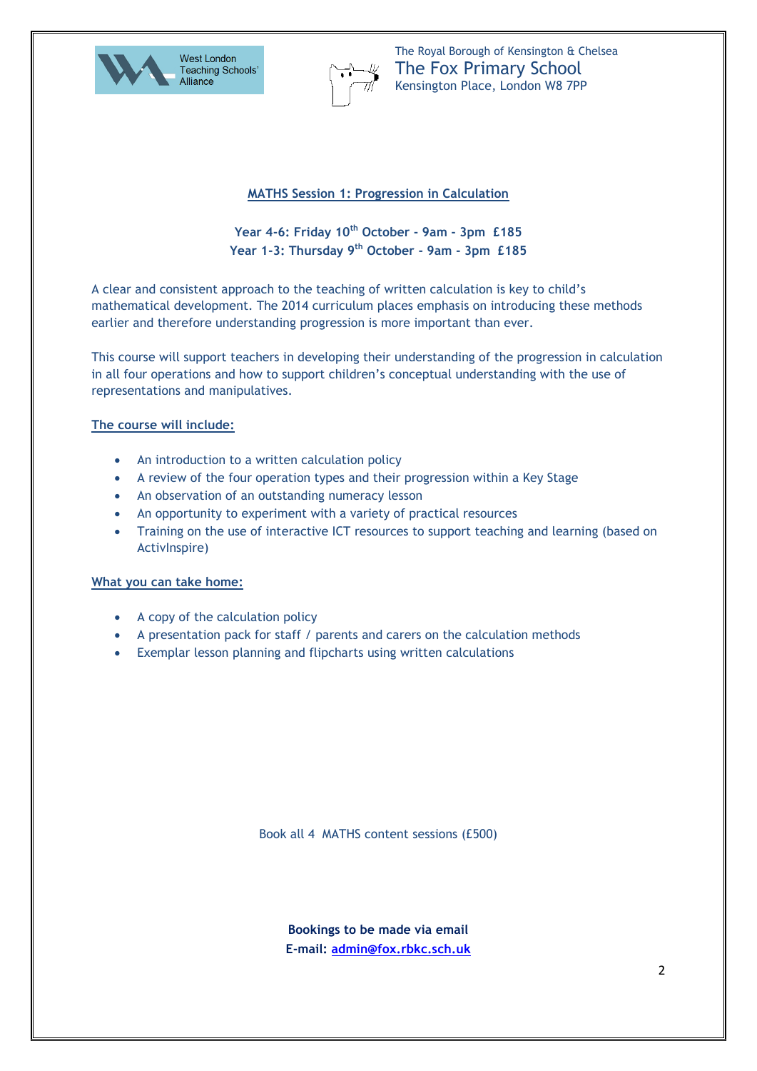West London Teaching Schools' Alliance

The Royal Borough of Kensington & Chelsea
The Fox Primary School
Kensington Place, London W8 7PP

## MATHS Session 1: Progression in Calculation

**Year 4-6: Friday 10th October - 9am - 3pm £185**
**Year 1-3: Thursday 9th October - 9am - 3pm £185**

A clear and consistent approach to the teaching of written calculation is key to child's mathematical development. The 2014 curriculum places emphasis on introducing these methods earlier and therefore understanding progression is more important than ever.

This course will support teachers in developing their understanding of the progression in calculation in all four operations and how to support children's conceptual understanding with the use of representations and manipulatives.

### The course will include:

- An introduction to a written calculation policy
- A review of the four operation types and their progression within a Key Stage
- An observation of an outstanding numeracy lesson
- An opportunity to experiment with a variety of practical resources
- Training on the use of interactive ICT resources to support teaching and learning (based on ActivInspire)

### What you can take home:

- A copy of the calculation policy
- A presentation pack for staff / parents and carers on the calculation methods
- Exemplar lesson planning and flipcharts using written calculations

Book all 4 MATHS content sessions (£500)

**Bookings to be made via email**
**E-mail: admin@fox.rbkc.sch.uk**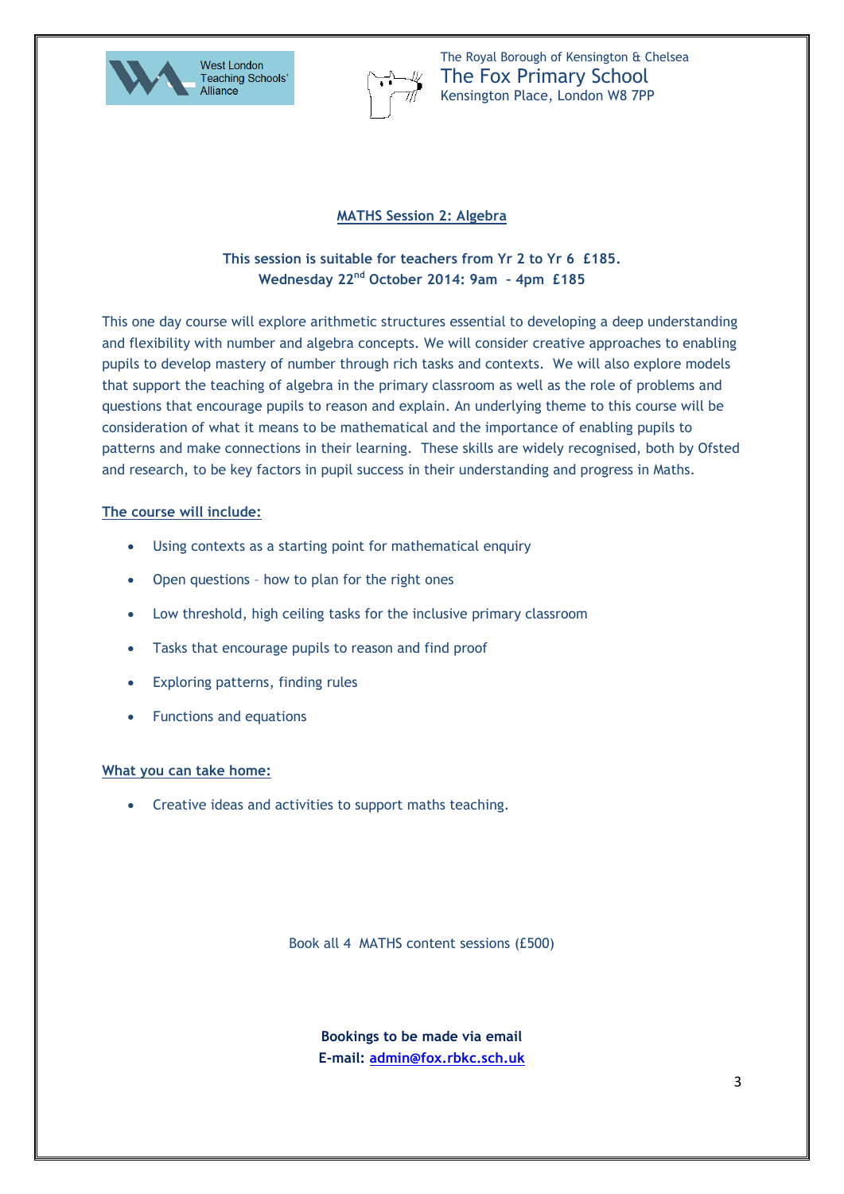West London Teaching Schools' Alliance

The Royal Borough of Kensington & Chelsea
The Fox Primary School
Kensington Place, London W8 7PP

## MATHS Session 2: Algebra

**This session is suitable for teachers from Yr 2 to Yr 6 £185.**
**Wednesday 22nd October 2014: 9am – 4pm £185**

This one day course will explore arithmetic structures essential to developing a deep understanding and flexibility with number and algebra concepts. We will consider creative approaches to enabling pupils to develop mastery of number through rich tasks and contexts. We will also explore models that support the teaching of algebra in the primary classroom as well as the role of problems and questions that encourage pupils to reason and explain. An underlying theme to this course will be consideration of what it means to be mathematical and the importance of enabling pupils to patterns and make connections in their learning. These skills are widely recognised, both by Ofsted and research, to be key factors in pupil success in their understanding and progress in Maths.

**The course will include:**

- Using contexts as a starting point for mathematical enquiry
- Open questions – how to plan for the right ones
- Low threshold, high ceiling tasks for the inclusive primary classroom
- Tasks that encourage pupils to reason and find proof
- Exploring patterns, finding rules
- Functions and equations

**What you can take home:**

- Creative ideas and activities to support maths teaching.

Book all 4 MATHS content sessions (£500)

**Bookings to be made via email**
**E-mail: admin@fox.rbkc.sch.uk**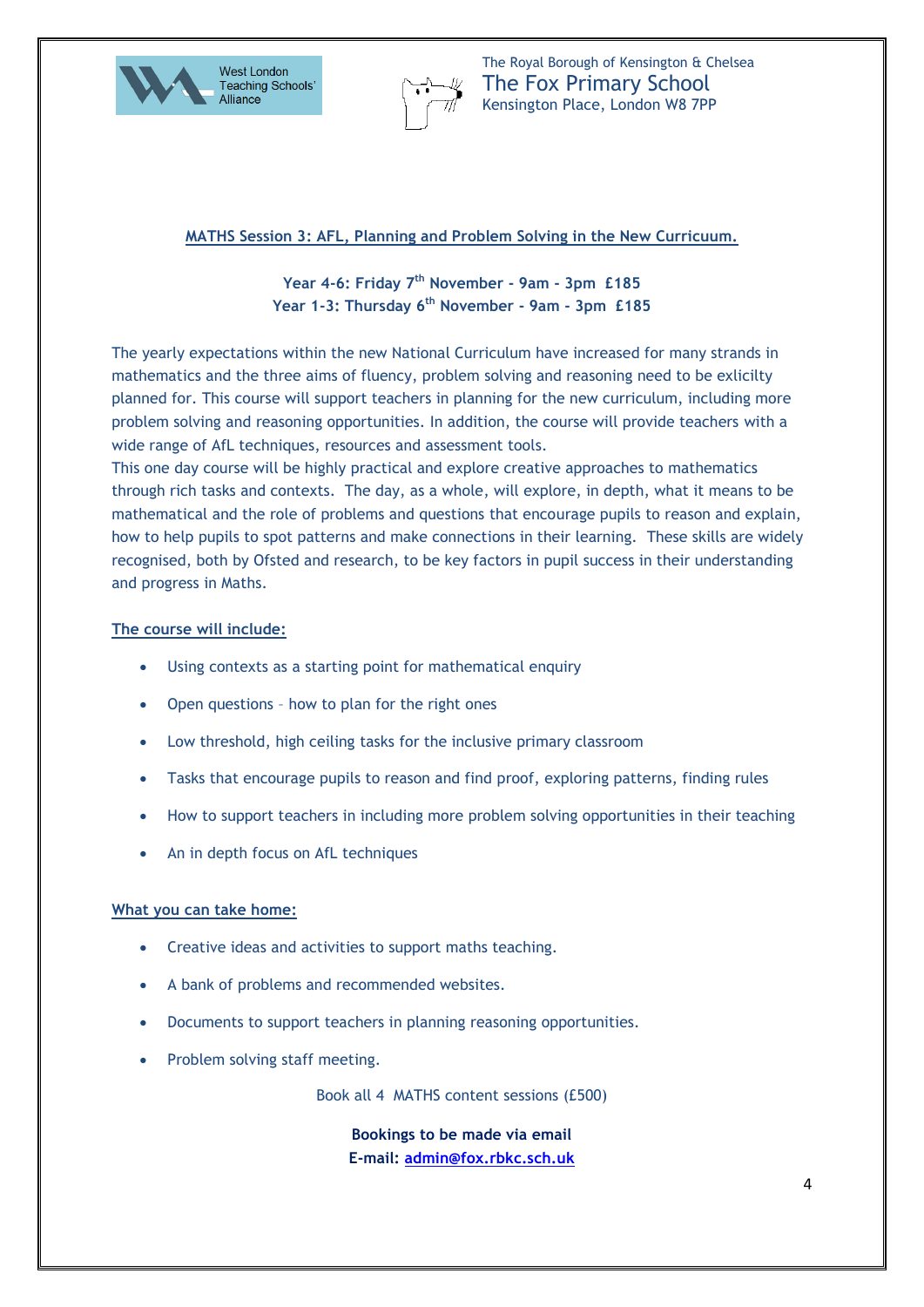West London Teaching Schools' Alliance

The Royal Borough of Kensington & Chelsea
The Fox Primary School
Kensington Place, London W8 7PP

## MATHS Session 3: AFL, Planning and Problem Solving in the New Curricuum.

**Year 4-6: Friday 7th November - 9am - 3pm £185**
**Year 1-3: Thursday 6th November - 9am - 3pm £185**

The yearly expectations within the new National Curriculum have increased for many strands in mathematics and the three aims of fluency, problem solving and reasoning need to be exlicilty planned for. This course will support teachers in planning for the new curriculum, including more problem solving and reasoning opportunities. In addition, the course will provide teachers with a wide range of AfL techniques, resources and assessment tools.
This one day course will be highly practical and explore creative approaches to mathematics through rich tasks and contexts. The day, as a whole, will explore, in depth, what it means to be mathematical and the role of problems and questions that encourage pupils to reason and explain, how to help pupils to spot patterns and make connections in their learning. These skills are widely recognised, both by Ofsted and research, to be key factors in pupil success in their understanding and progress in Maths.

**The course will include:**

- Using contexts as a starting point for mathematical enquiry
- Open questions – how to plan for the right ones
- Low threshold, high ceiling tasks for the inclusive primary classroom
- Tasks that encourage pupils to reason and find proof, exploring patterns, finding rules
- How to support teachers in including more problem solving opportunities in their teaching
- An in depth focus on AfL techniques

**What you can take home:**

- Creative ideas and activities to support maths teaching.
- A bank of problems and recommended websites.
- Documents to support teachers in planning reasoning opportunities.
- Problem solving staff meeting.

Book all 4 MATHS content sessions (£500)

**Bookings to be made via email**
**E-mail: admin@fox.rbkc.sch.uk**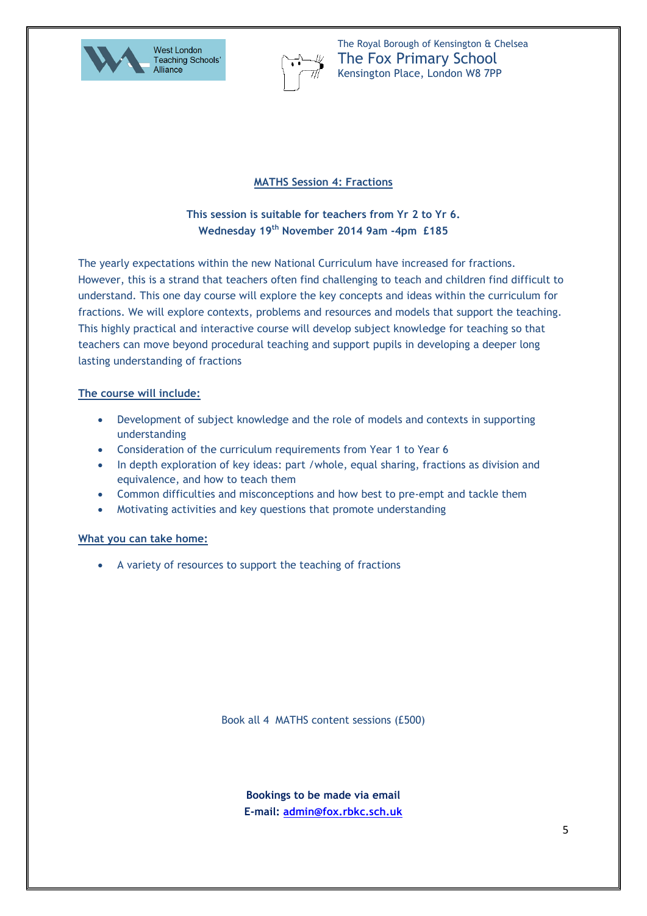West London Teaching Schools' Alliance

The Royal Borough of Kensington & Chelsea
The Fox Primary School
Kensington Place, London W8 7PP

## MATHS Session 4: Fractions

**This session is suitable for teachers from Yr 2 to Yr 6.**
**Wednesday 19th November 2014 9am -4pm £185**

The yearly expectations within the new National Curriculum have increased for fractions. However, this is a strand that teachers often find challenging to teach and children find difficult to understand. This one day course will explore the key concepts and ideas within the curriculum for fractions. We will explore contexts, problems and resources and models that support the teaching. This highly practical and interactive course will develop subject knowledge for teaching so that teachers can move beyond procedural teaching and support pupils in developing a deeper long lasting understanding of fractions

**The course will include:**

- Development of subject knowledge and the role of models and contexts in supporting understanding
- Consideration of the curriculum requirements from Year 1 to Year 6
- In depth exploration of key ideas: part /whole, equal sharing, fractions as division and equivalence, and how to teach them
- Common difficulties and misconceptions and how best to pre-empt and tackle them
- Motivating activities and key questions that promote understanding

**What you can take home:**

- A variety of resources to support the teaching of fractions

Book all 4 MATHS content sessions (£500)

**Bookings to be made via email**
**E-mail: admin@fox.rbkc.sch.uk**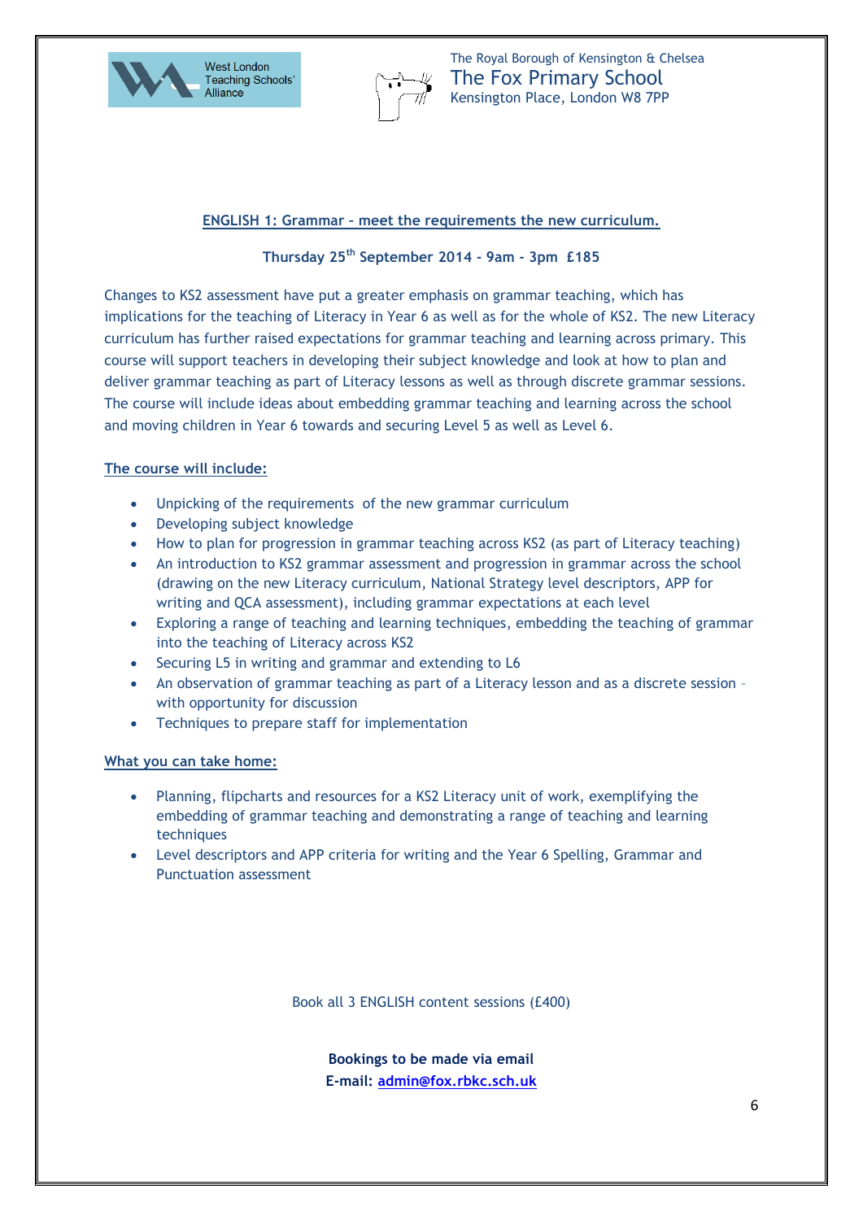West London Teaching Schools' Alliance

The Royal Borough of Kensington & Chelsea
The Fox Primary School
Kensington Place, London W8 7PP

## ENGLISH 1: Grammar – meet the requirements the new curriculum.

**Thursday 25th September 2014 - 9am - 3pm £185**

Changes to KS2 assessment have put a greater emphasis on grammar teaching, which has implications for the teaching of Literacy in Year 6 as well as for the whole of KS2. The new Literacy curriculum has further raised expectations for grammar teaching and learning across primary. This course will support teachers in developing their subject knowledge and look at how to plan and deliver grammar teaching as part of Literacy lessons as well as through discrete grammar sessions. The course will include ideas about embedding grammar teaching and learning across the school and moving children in Year 6 towards and securing Level 5 as well as Level 6.

### The course will include:

- Unpicking of the requirements of the new grammar curriculum
- Developing subject knowledge
- How to plan for progression in grammar teaching across KS2 (as part of Literacy teaching)
- An introduction to KS2 grammar assessment and progression in grammar across the school (drawing on the new Literacy curriculum, National Strategy level descriptors, APP for writing and QCA assessment), including grammar expectations at each level
- Exploring a range of teaching and learning techniques, embedding the teaching of grammar into the teaching of Literacy across KS2
- Securing L5 in writing and grammar and extending to L6
- An observation of grammar teaching as part of a Literacy lesson and as a discrete session – with opportunity for discussion
- Techniques to prepare staff for implementation

### What you can take home:

- Planning, flipcharts and resources for a KS2 Literacy unit of work, exemplifying the embedding of grammar teaching and demonstrating a range of teaching and learning techniques
- Level descriptors and APP criteria for writing and the Year 6 Spelling, Grammar and Punctuation assessment

Book all 3 ENGLISH content sessions (£400)

**Bookings to be made via email**
**E-mail: admin@fox.rbkc.sch.uk**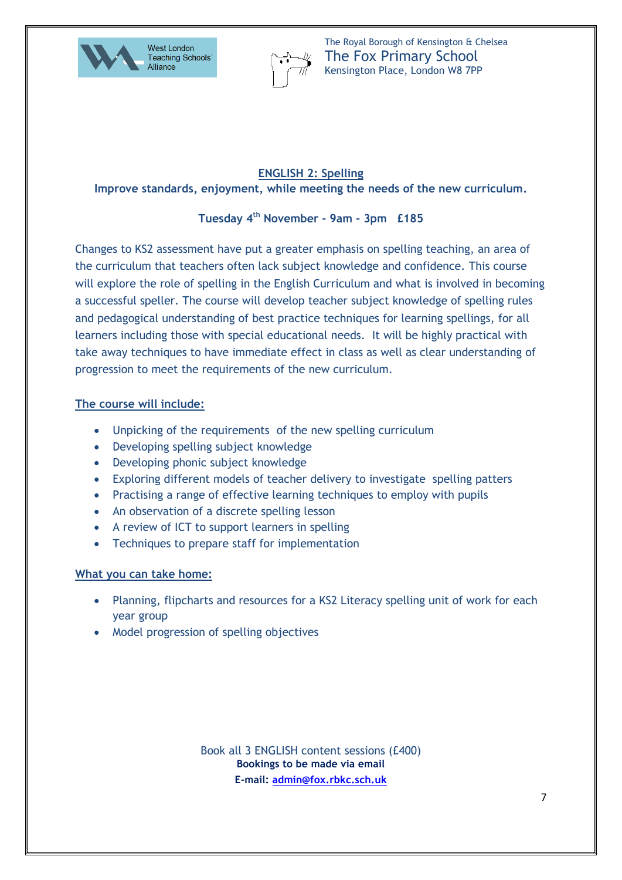West London Teaching Schools' Alliance

The Royal Borough of Kensington & Chelsea
The Fox Primary School
Kensington Place, London W8 7PP

## ENGLISH 2: Spelling

**Improve standards, enjoyment, while meeting the needs of the new curriculum.**

**Tuesday 4th November - 9am - 3pm £185**

Changes to KS2 assessment have put a greater emphasis on spelling teaching, an area of the curriculum that teachers often lack subject knowledge and confidence. This course will explore the role of spelling in the English Curriculum and what is involved in becoming a successful speller. The course will develop teacher subject knowledge of spelling rules and pedagogical understanding of best practice techniques for learning spellings, for all learners including those with special educational needs. It will be highly practical with take away techniques to have immediate effect in class as well as clear understanding of progression to meet the requirements of the new curriculum.

### The course will include:

- Unpicking of the requirements of the new spelling curriculum
- Developing spelling subject knowledge
- Developing phonic subject knowledge
- Exploring different models of teacher delivery to investigate spelling patters
- Practising a range of effective learning techniques to employ with pupils
- An observation of a discrete spelling lesson
- A review of ICT to support learners in spelling
- Techniques to prepare staff for implementation

### What you can take home:

- Planning, flipcharts and resources for a KS2 Literacy spelling unit of work for each year group
- Model progression of spelling objectives

Book all 3 ENGLISH content sessions (£400)

**Bookings to be made via email**

**E-mail: admin@fox.rbkc.sch.uk**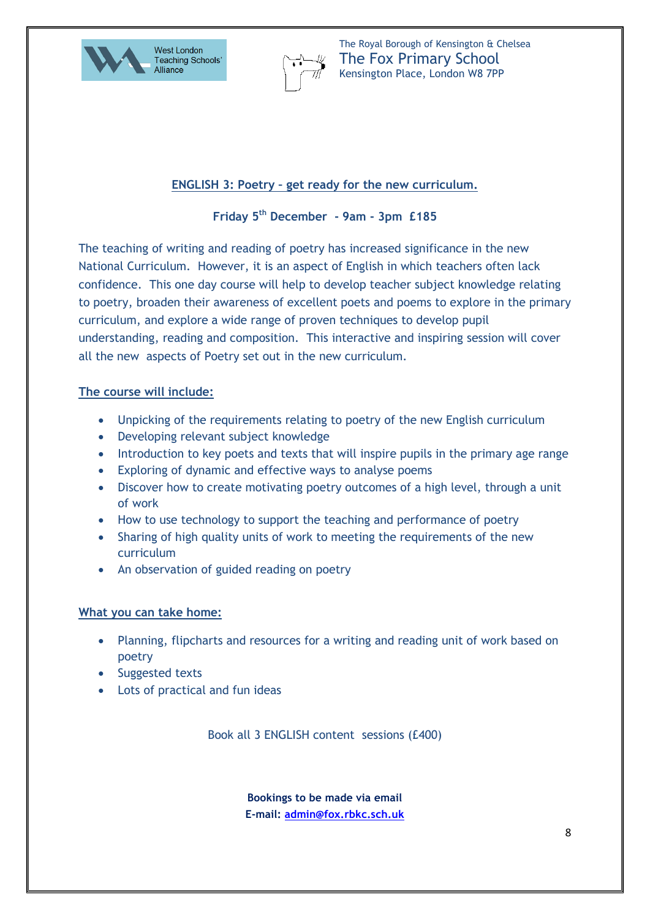West London Teaching Schools' Alliance

The Royal Borough of Kensington & Chelsea
The Fox Primary School
Kensington Place, London W8 7PP

## ENGLISH 3: Poetry – get ready for the new curriculum.

**Friday 5th December - 9am - 3pm £185**

The teaching of writing and reading of poetry has increased significance in the new National Curriculum. However, it is an aspect of English in which teachers often lack confidence. This one day course will help to develop teacher subject knowledge relating to poetry, broaden their awareness of excellent poets and poems to explore in the primary curriculum, and explore a wide range of proven techniques to develop pupil understanding, reading and composition. This interactive and inspiring session will cover all the new aspects of Poetry set out in the new curriculum.

### The course will include:

- Unpicking of the requirements relating to poetry of the new English curriculum
- Developing relevant subject knowledge
- Introduction to key poets and texts that will inspire pupils in the primary age range
- Exploring of dynamic and effective ways to analyse poems
- Discover how to create motivating poetry outcomes of a high level, through a unit of work
- How to use technology to support the teaching and performance of poetry
- Sharing of high quality units of work to meeting the requirements of the new curriculum
- An observation of guided reading on poetry

### What you can take home:

- Planning, flipcharts and resources for a writing and reading unit of work based on poetry
- Suggested texts
- Lots of practical and fun ideas

Book all 3 ENGLISH content sessions (£400)

**Bookings to be made via email**
**E-mail: admin@fox.rbkc.sch.uk**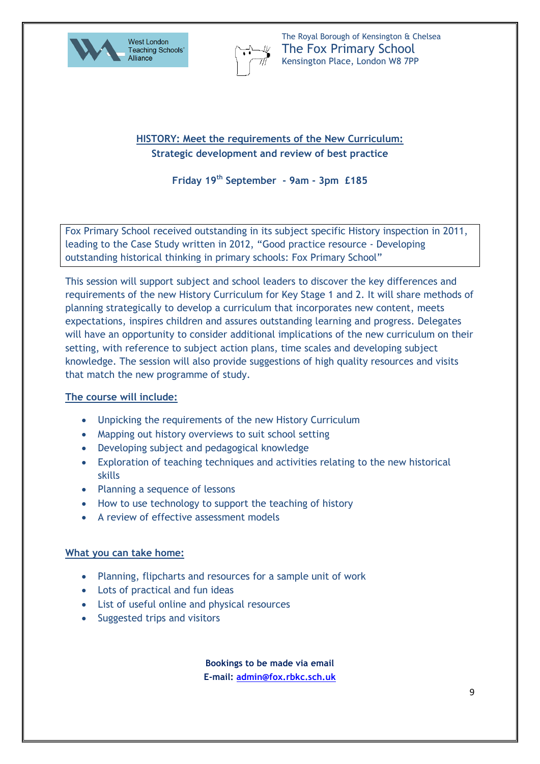West London Teaching Schools' Alliance

The Royal Borough of Kensington & Chelsea
The Fox Primary School
Kensington Place, London W8 7PP

## HISTORY: Meet the requirements of the New Curriculum:
**Strategic development and review of best practice**

**Friday 19th September - 9am – 3pm £185**

Fox Primary School received outstanding in its subject specific History inspection in 2011, leading to the Case Study written in 2012, "Good practice resource - Developing outstanding historical thinking in primary schools: Fox Primary School"

This session will support subject and school leaders to discover the key differences and requirements of the new History Curriculum for Key Stage 1 and 2. It will share methods of planning strategically to develop a curriculum that incorporates new content, meets expectations, inspires children and assures outstanding learning and progress. Delegates will have an opportunity to consider additional implications of the new curriculum on their setting, with reference to subject action plans, time scales and developing subject knowledge. The session will also provide suggestions of high quality resources and visits that match the new programme of study.

### The course will include:

- Unpicking the requirements of the new History Curriculum
- Mapping out history overviews to suit school setting
- Developing subject and pedagogical knowledge
- Exploration of teaching techniques and activities relating to the new historical skills
- Planning a sequence of lessons
- How to use technology to support the teaching of history
- A review of effective assessment models

### What you can take home:

- Planning, flipcharts and resources for a sample unit of work
- Lots of practical and fun ideas
- List of useful online and physical resources
- Suggested trips and visitors

**Bookings to be made via email**
**E-mail: admin@fox.rbkc.sch.uk**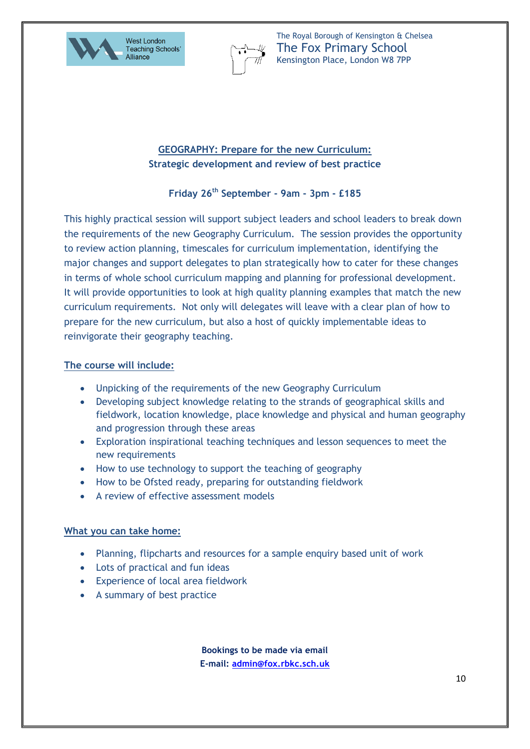West London Teaching Schools' Alliance

The Royal Borough of Kensington & Chelsea
The Fox Primary School
Kensington Place, London W8 7PP

## GEOGRAPHY: Prepare for the new Curriculum:
## Strategic development and review of best practice

**Friday 26th September - 9am - 3pm - £185**

This highly practical session will support subject leaders and school leaders to break down the requirements of the new Geography Curriculum. The session provides the opportunity to review action planning, timescales for curriculum implementation, identifying the major changes and support delegates to plan strategically how to cater for these changes in terms of whole school curriculum mapping and planning for professional development. It will provide opportunities to look at high quality planning examples that match the new curriculum requirements. Not only will delegates will leave with a clear plan of how to prepare for the new curriculum, but also a host of quickly implementable ideas to reinvigorate their geography teaching.

### The course will include:

- Unpicking of the requirements of the new Geography Curriculum
- Developing subject knowledge relating to the strands of geographical skills and fieldwork, location knowledge, place knowledge and physical and human geography and progression through these areas
- Exploration inspirational teaching techniques and lesson sequences to meet the new requirements
- How to use technology to support the teaching of geography
- How to be Ofsted ready, preparing for outstanding fieldwork
- A review of effective assessment models

### What you can take home:

- Planning, flipcharts and resources for a sample enquiry based unit of work
- Lots of practical and fun ideas
- Experience of local area fieldwork
- A summary of best practice

**Bookings to be made via email**
**E-mail: admin@fox.rbkc.sch.uk**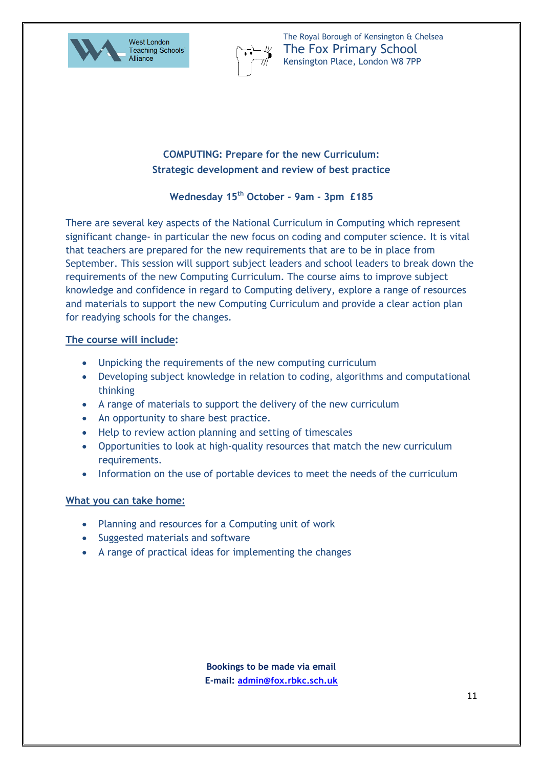West London Teaching Schools' Alliance

The Royal Borough of Kensington & Chelsea
The Fox Primary School
Kensington Place, London W8 7PP

## COMPUTING: Prepare for the new Curriculum:
## Strategic development and review of best practice

**Wednesday 15th October - 9am - 3pm £185**

There are several key aspects of the National Curriculum in Computing which represent significant change- in particular the new focus on coding and computer science. It is vital that teachers are prepared for the new requirements that are to be in place from September. This session will support subject leaders and school leaders to break down the requirements of the new Computing Curriculum. The course aims to improve subject knowledge and confidence in regard to Computing delivery, explore a range of resources and materials to support the new Computing Curriculum and provide a clear action plan for readying schools for the changes.

**The course will include:**

- Unpicking the requirements of the new computing curriculum
- Developing subject knowledge in relation to coding, algorithms and computational thinking
- A range of materials to support the delivery of the new curriculum
- An opportunity to share best practice.
- Help to review action planning and setting of timescales
- Opportunities to look at high-quality resources that match the new curriculum requirements.
- Information on the use of portable devices to meet the needs of the curriculum

**What you can take home:**

- Planning and resources for a Computing unit of work
- Suggested materials and software
- A range of practical ideas for implementing the changes

**Bookings to be made via email**
**E-mail: admin@fox.rbkc.sch.uk**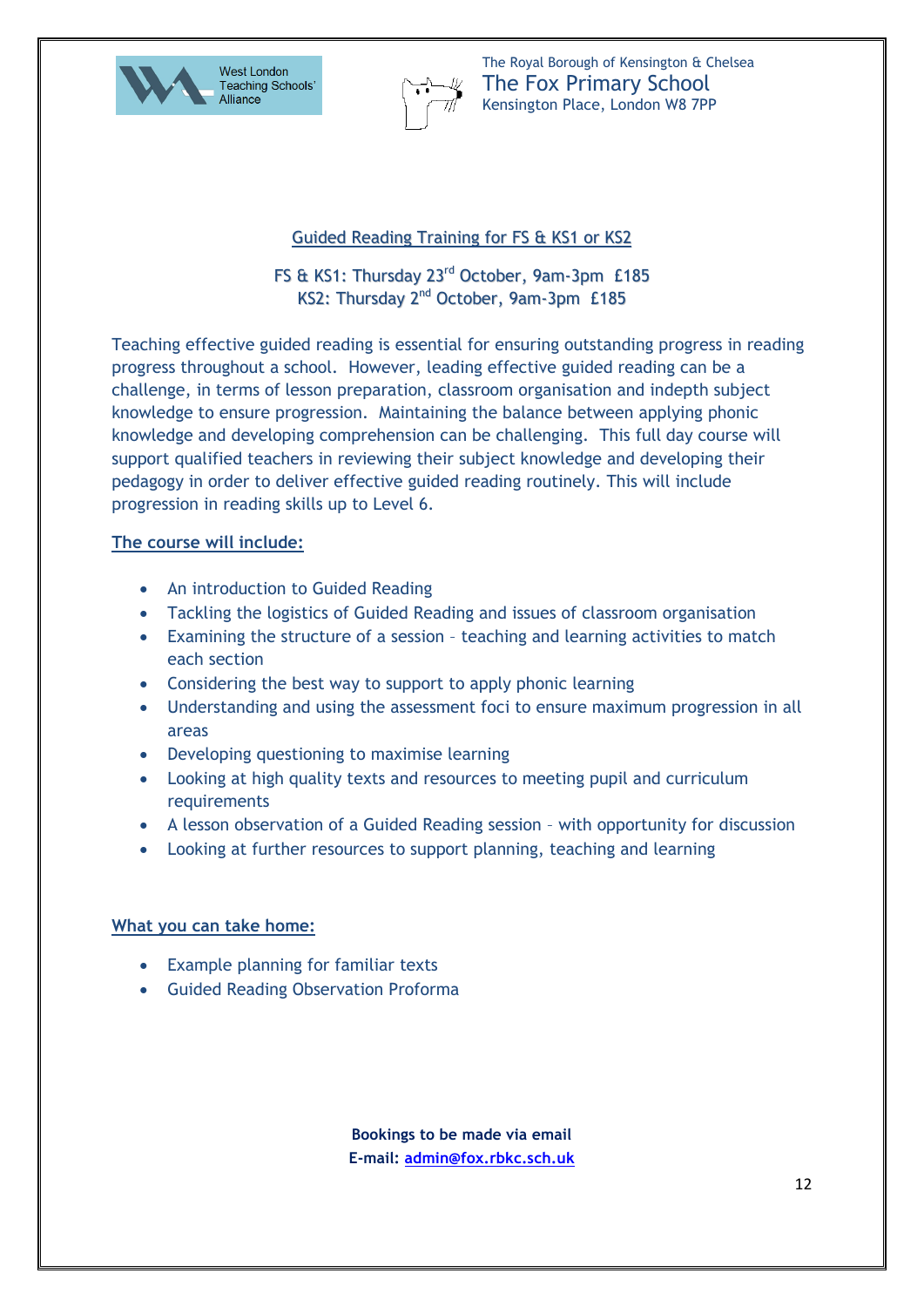West London Teaching Schools' Alliance

The Royal Borough of Kensington & Chelsea
The Fox Primary School
Kensington Place, London W8 7PP

## Guided Reading Training for FS & KS1 or KS2

FS & KS1: Thursday 23rd October, 9am-3pm £185
KS2: Thursday 2nd October, 9am-3pm £185

Teaching effective guided reading is essential for ensuring outstanding progress in reading progress throughout a school. However, leading effective guided reading can be a challenge, in terms of lesson preparation, classroom organisation and indepth subject knowledge to ensure progression. Maintaining the balance between applying phonic knowledge and developing comprehension can be challenging. This full day course will support qualified teachers in reviewing their subject knowledge and developing their pedagogy in order to deliver effective guided reading routinely. This will include progression in reading skills up to Level 6.

### The course will include:

- An introduction to Guided Reading
- Tackling the logistics of Guided Reading and issues of classroom organisation
- Examining the structure of a session – teaching and learning activities to match each section
- Considering the best way to support to apply phonic learning
- Understanding and using the assessment foci to ensure maximum progression in all areas
- Developing questioning to maximise learning
- Looking at high quality texts and resources to meeting pupil and curriculum requirements
- A lesson observation of a Guided Reading session – with opportunity for discussion
- Looking at further resources to support planning, teaching and learning

### What you can take home:

- Example planning for familiar texts
- Guided Reading Observation Proforma

**Bookings to be made via email**
**E-mail: admin@fox.rbkc.sch.uk**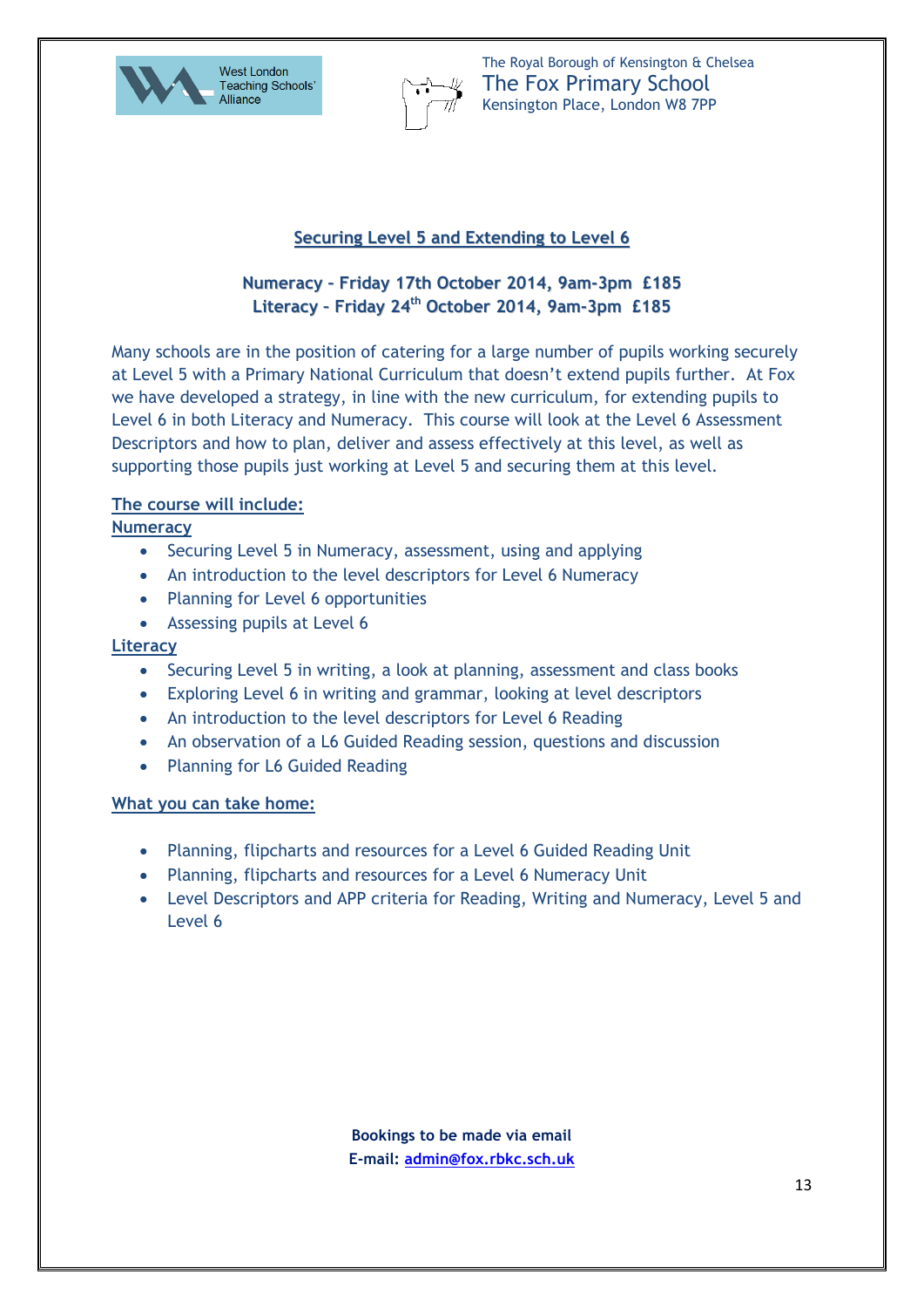West London Teaching Schools' Alliance

The Royal Borough of Kensington & Chelsea
The Fox Primary School
Kensington Place, London W8 7PP

## Securing Level 5 and Extending to Level 6

**Numeracy – Friday 17th October 2014, 9am-3pm £185**
**Literacy – Friday 24th October 2014, 9am-3pm £185**

Many schools are in the position of catering for a large number of pupils working securely at Level 5 with a Primary National Curriculum that doesn't extend pupils further. At Fox we have developed a strategy, in line with the new curriculum, for extending pupils to Level 6 in both Literacy and Numeracy. This course will look at the Level 6 Assessment Descriptors and how to plan, deliver and assess effectively at this level, as well as supporting those pupils just working at Level 5 and securing them at this level.

### The course will include:

**Numeracy**

- Securing Level 5 in Numeracy, assessment, using and applying
- An introduction to the level descriptors for Level 6 Numeracy
- Planning for Level 6 opportunities
- Assessing pupils at Level 6

**Literacy**

- Securing Level 5 in writing, a look at planning, assessment and class books
- Exploring Level 6 in writing and grammar, looking at level descriptors
- An introduction to the level descriptors for Level 6 Reading
- An observation of a L6 Guided Reading session, questions and discussion
- Planning for L6 Guided Reading

### What you can take home:

- Planning, flipcharts and resources for a Level 6 Guided Reading Unit
- Planning, flipcharts and resources for a Level 6 Numeracy Unit
- Level Descriptors and APP criteria for Reading, Writing and Numeracy, Level 5 and Level 6

**Bookings to be made via email**
**E-mail: admin@fox.rbkc.sch.uk**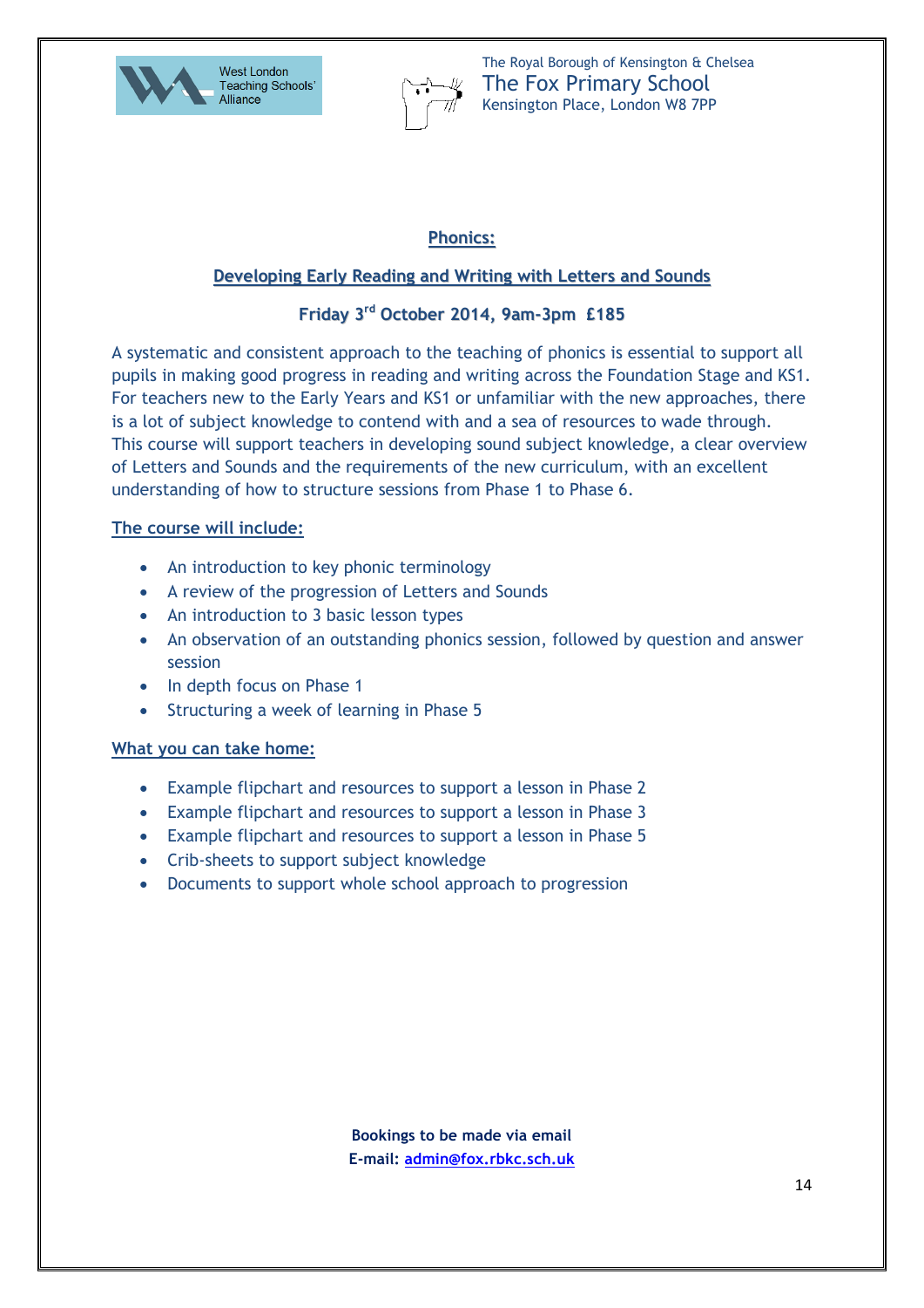West London Teaching Schools' Alliance

The Royal Borough of Kensington & Chelsea
The Fox Primary School
Kensington Place, London W8 7PP

## Phonics:

## Developing Early Reading and Writing with Letters and Sounds

**Friday 3rd October 2014, 9am-3pm £185**

A systematic and consistent approach to the teaching of phonics is essential to support all pupils in making good progress in reading and writing across the Foundation Stage and KS1. For teachers new to the Early Years and KS1 or unfamiliar with the new approaches, there is a lot of subject knowledge to contend with and a sea of resources to wade through. This course will support teachers in developing sound subject knowledge, a clear overview of Letters and Sounds and the requirements of the new curriculum, with an excellent understanding of how to structure sessions from Phase 1 to Phase 6.

### The course will include:

- An introduction to key phonic terminology
- A review of the progression of Letters and Sounds
- An introduction to 3 basic lesson types
- An observation of an outstanding phonics session, followed by question and answer session
- In depth focus on Phase 1
- Structuring a week of learning in Phase 5

### What you can take home:

- Example flipchart and resources to support a lesson in Phase 2
- Example flipchart and resources to support a lesson in Phase 3
- Example flipchart and resources to support a lesson in Phase 5
- Crib-sheets to support subject knowledge
- Documents to support whole school approach to progression

**Bookings to be made via email**
**E-mail: admin@fox.rbkc.sch.uk**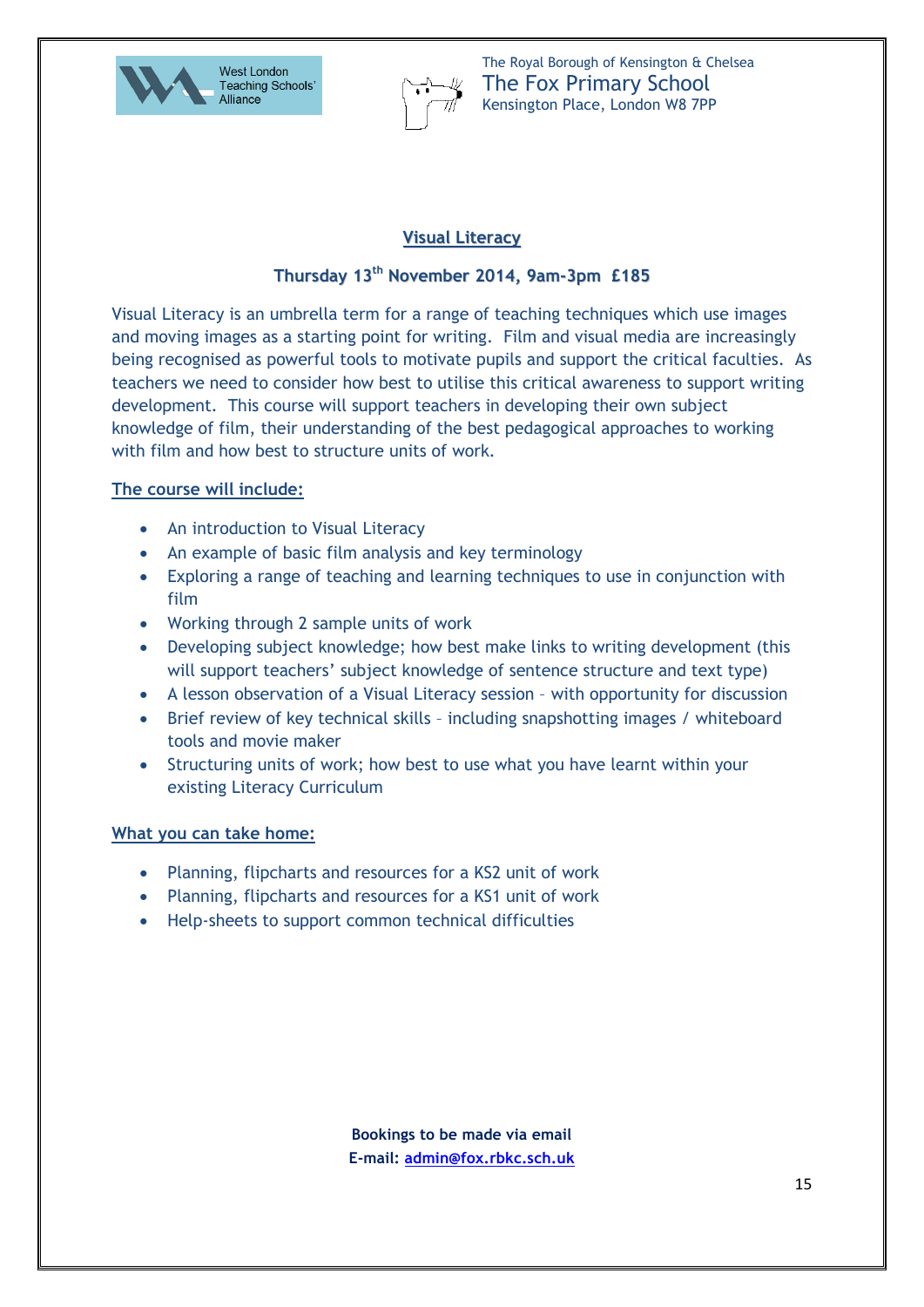West London Teaching Schools' Alliance

The Royal Borough of Kensington & Chelsea
The Fox Primary School
Kensington Place, London W8 7PP

## Visual Literacy

**Thursday 13th November 2014, 9am-3pm £185**

Visual Literacy is an umbrella term for a range of teaching techniques which use images and moving images as a starting point for writing. Film and visual media are increasingly being recognised as powerful tools to motivate pupils and support the critical faculties. As teachers we need to consider how best to utilise this critical awareness to support writing development. This course will support teachers in developing their own subject knowledge of film, their understanding of the best pedagogical approaches to working with film and how best to structure units of work.

### The course will include:

- An introduction to Visual Literacy
- An example of basic film analysis and key terminology
- Exploring a range of teaching and learning techniques to use in conjunction with film
- Working through 2 sample units of work
- Developing subject knowledge; how best make links to writing development (this will support teachers' subject knowledge of sentence structure and text type)
- A lesson observation of a Visual Literacy session – with opportunity for discussion
- Brief review of key technical skills – including snapshotting images / whiteboard tools and movie maker
- Structuring units of work; how best to use what you have learnt within your existing Literacy Curriculum

### What you can take home:

- Planning, flipcharts and resources for a KS2 unit of work
- Planning, flipcharts and resources for a KS1 unit of work
- Help-sheets to support common technical difficulties

**Bookings to be made via email**
**E-mail: admin@fox.rbkc.sch.uk**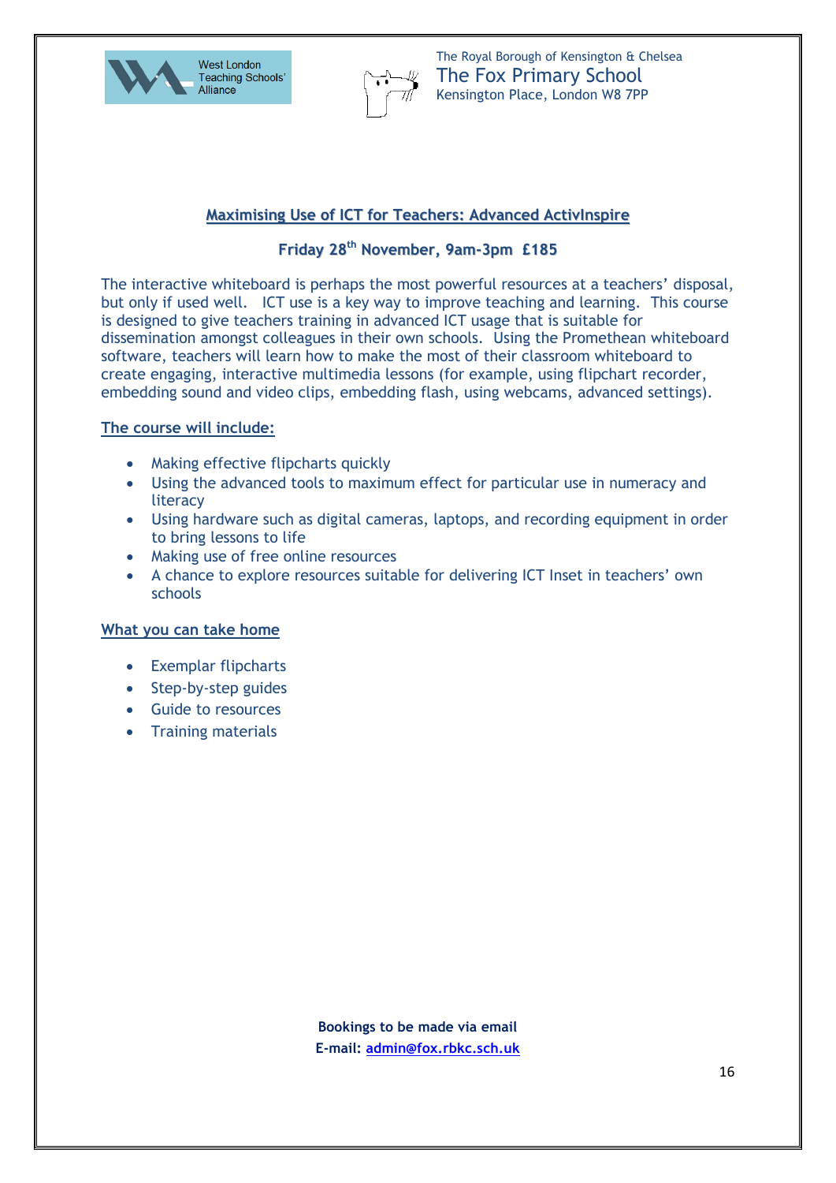West London Teaching Schools' Alliance

The Royal Borough of Kensington & Chelsea
The Fox Primary School
Kensington Place, London W8 7PP

## Maximising Use of ICT for Teachers: Advanced ActivInspire

**Friday 28th November, 9am-3pm £185**

The interactive whiteboard is perhaps the most powerful resources at a teachers' disposal, but only if used well. ICT use is a key way to improve teaching and learning. This course is designed to give teachers training in advanced ICT usage that is suitable for dissemination amongst colleagues in their own schools. Using the Promethean whiteboard software, teachers will learn how to make the most of their classroom whiteboard to create engaging, interactive multimedia lessons (for example, using flipchart recorder, embedding sound and video clips, embedding flash, using webcams, advanced settings).

### The course will include:

- Making effective flipcharts quickly
- Using the advanced tools to maximum effect for particular use in numeracy and literacy
- Using hardware such as digital cameras, laptops, and recording equipment in order to bring lessons to life
- Making use of free online resources
- A chance to explore resources suitable for delivering ICT Inset in teachers' own schools

### What you can take home

- Exemplar flipcharts
- Step-by-step guides
- Guide to resources
- Training materials

**Bookings to be made via email**
**E-mail: admin@fox.rbkc.sch.uk**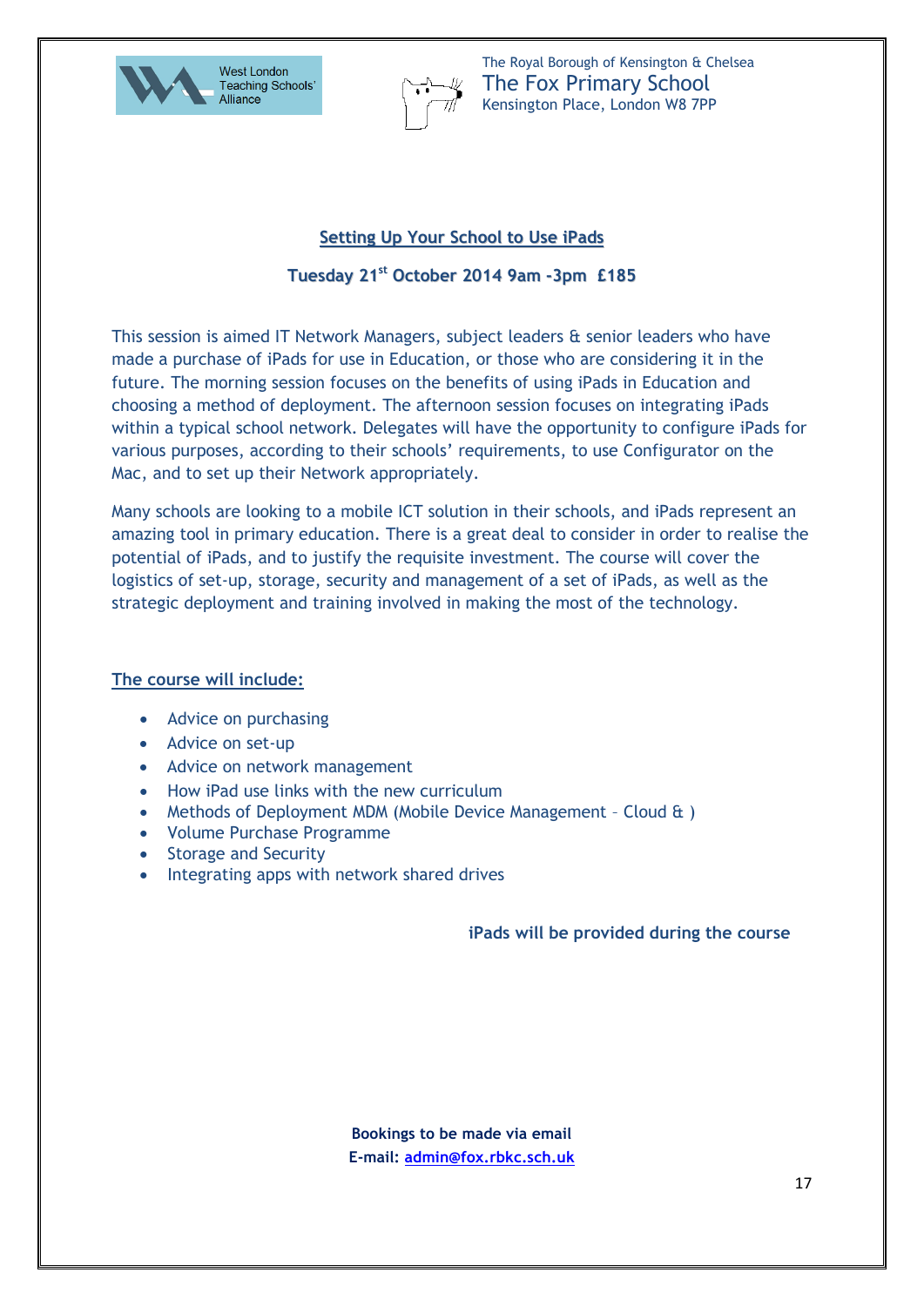West London Teaching Schools' Alliance

The Royal Borough of Kensington & Chelsea
The Fox Primary School
Kensington Place, London W8 7PP

## Setting Up Your School to Use iPads

**Tuesday 21st October 2014 9am -3pm £185**

This session is aimed IT Network Managers, subject leaders & senior leaders who have made a purchase of iPads for use in Education, or those who are considering it in the future. The morning session focuses on the benefits of using iPads in Education and choosing a method of deployment. The afternoon session focuses on integrating iPads within a typical school network. Delegates will have the opportunity to configure iPads for various purposes, according to their schools' requirements, to use Configurator on the Mac, and to set up their Network appropriately.

Many schools are looking to a mobile ICT solution in their schools, and iPads represent an amazing tool in primary education. There is a great deal to consider in order to realise the potential of iPads, and to justify the requisite investment. The course will cover the logistics of set-up, storage, security and management of a set of iPads, as well as the strategic deployment and training involved in making the most of the technology.

### The course will include:

- Advice on purchasing
- Advice on set-up
- Advice on network management
- How iPad use links with the new curriculum
- Methods of Deployment MDM (Mobile Device Management – Cloud & )
- Volume Purchase Programme
- Storage and Security
- Integrating apps with network shared drives

**iPads will be provided during the course**

**Bookings to be made via email**
**E-mail: admin@fox.rbkc.sch.uk**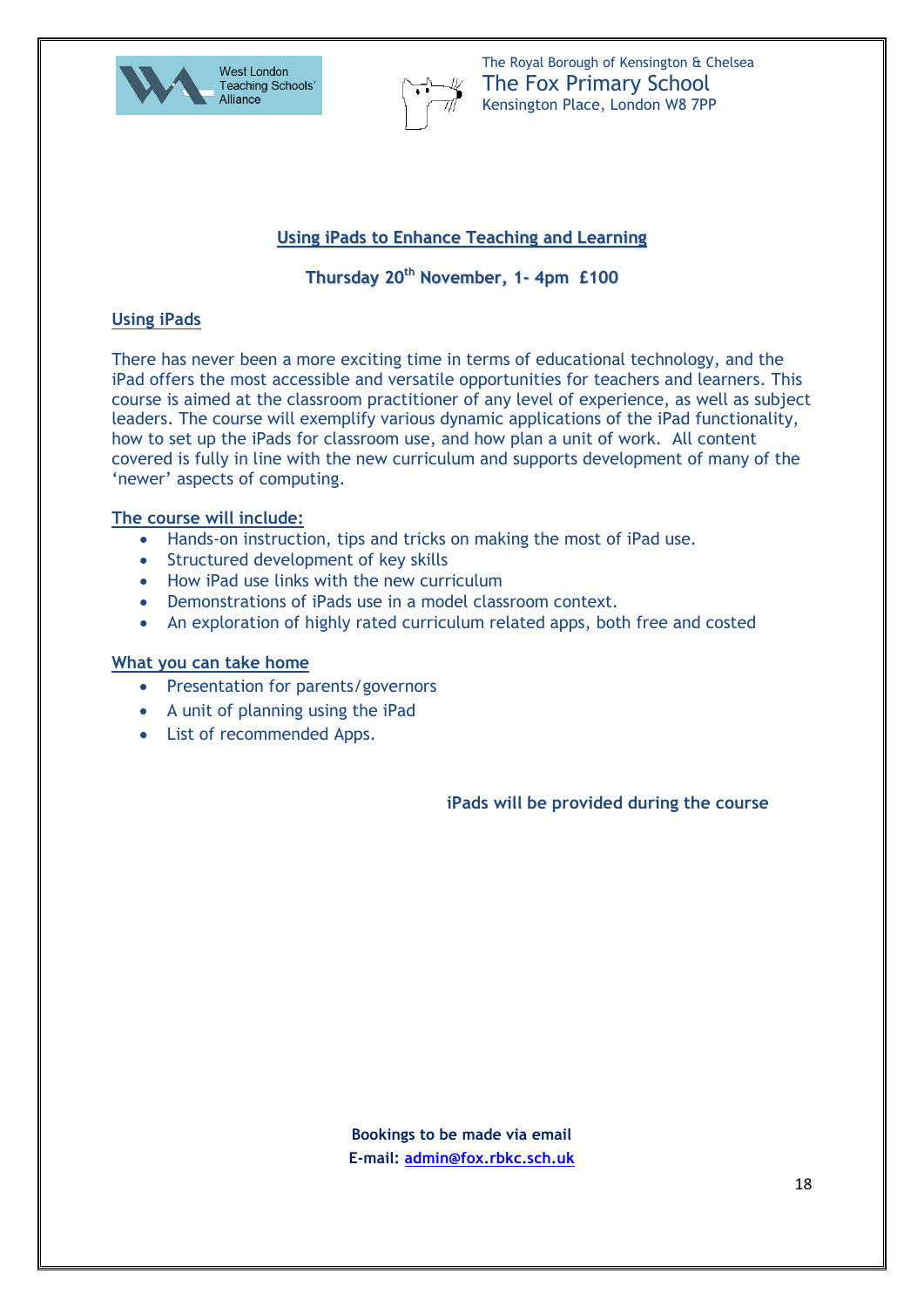West London Teaching Schools' Alliance

The Royal Borough of Kensington & Chelsea
The Fox Primary School
Kensington Place, London W8 7PP

## Using iPads to Enhance Teaching and Learning

**Thursday 20th November, 1- 4pm £100**

### Using iPads

There has never been a more exciting time in terms of educational technology, and the iPad offers the most accessible and versatile opportunities for teachers and learners. This course is aimed at the classroom practitioner of any level of experience, as well as subject leaders. The course will exemplify various dynamic applications of the iPad functionality, how to set up the iPads for classroom use, and how plan a unit of work. All content covered is fully in line with the new curriculum and supports development of many of the 'newer' aspects of computing.

### The course will include:

- Hands-on instruction, tips and tricks on making the most of iPad use.
- Structured development of key skills
- How iPad use links with the new curriculum
- Demonstrations of iPads use in a model classroom context.
- An exploration of highly rated curriculum related apps, both free and costed

### What you can take home

- Presentation for parents/governors
- A unit of planning using the iPad
- List of recommended Apps.

**iPads will be provided during the course**

**Bookings to be made via email**
**E-mail: admin@fox.rbkc.sch.uk**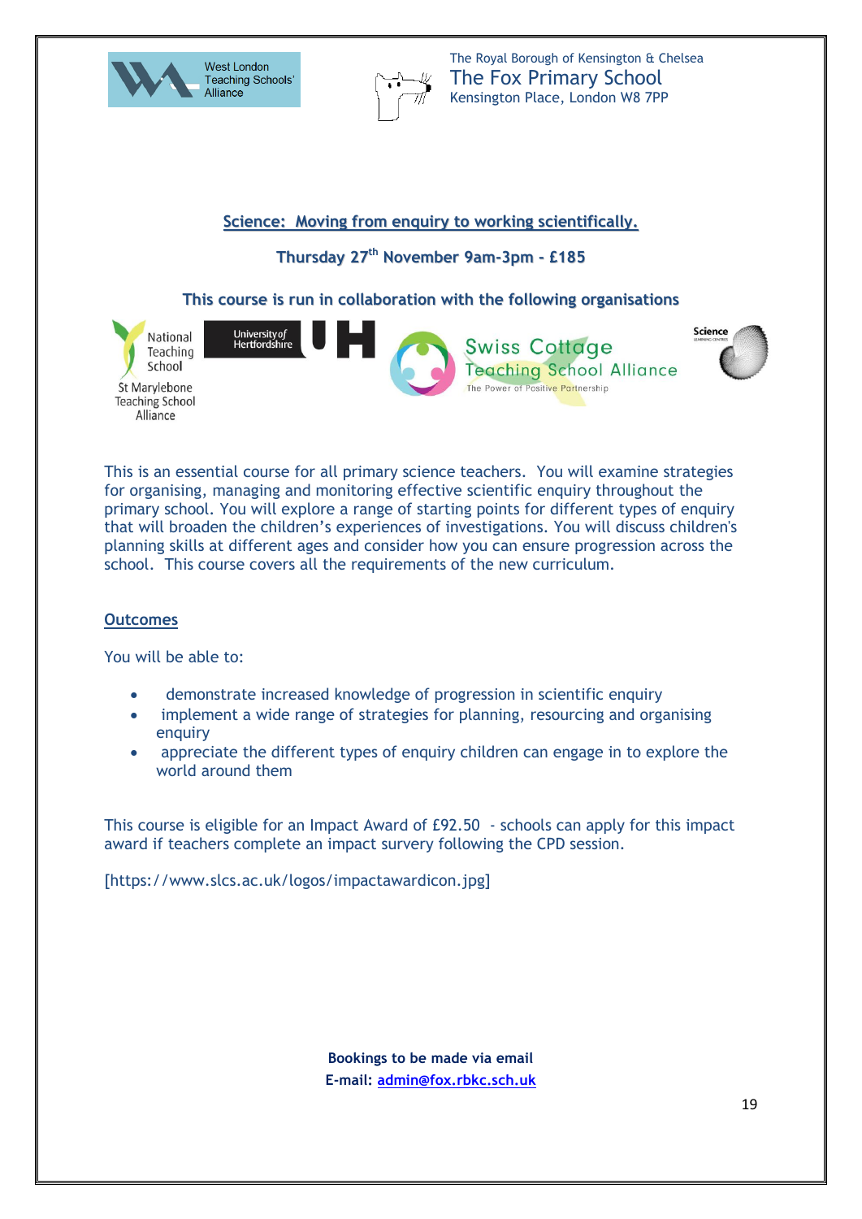West London Teaching Schools' Alliance

The Royal Borough of Kensington & Chelsea
The Fox Primary School
Kensington Place, London W8 7PP

## Science: Moving from enquiry to working scientifically.

**Thursday 27th November 9am-3pm - £185**

**This course is run in collaboration with the following organisations**

National Teaching School St Marylebone Teaching School Alliance | University of Hertfordshire UH | Swiss Cottage Teaching School Alliance The Power of Positive Partnership | Science

This is an essential course for all primary science teachers. You will examine strategies for organising, managing and monitoring effective scientific enquiry throughout the primary school. You will explore a range of starting points for different types of enquiry that will broaden the children's experiences of investigations. You will discuss children's planning skills at different ages and consider how you can ensure progression across the school. This course covers all the requirements of the new curriculum.

### Outcomes

You will be able to:

- demonstrate increased knowledge of progression in scientific enquiry
- implement a wide range of strategies for planning, resourcing and organising enquiry
- appreciate the different types of enquiry children can engage in to explore the world around them

This course is eligible for an Impact Award of £92.50 - schools can apply for this impact award if teachers complete an impact survery following the CPD session.

[https://www.slcs.ac.uk/logos/impactawardicon.jpg]

**Bookings to be made via email**
**E-mail: admin@fox.rbkc.sch.uk**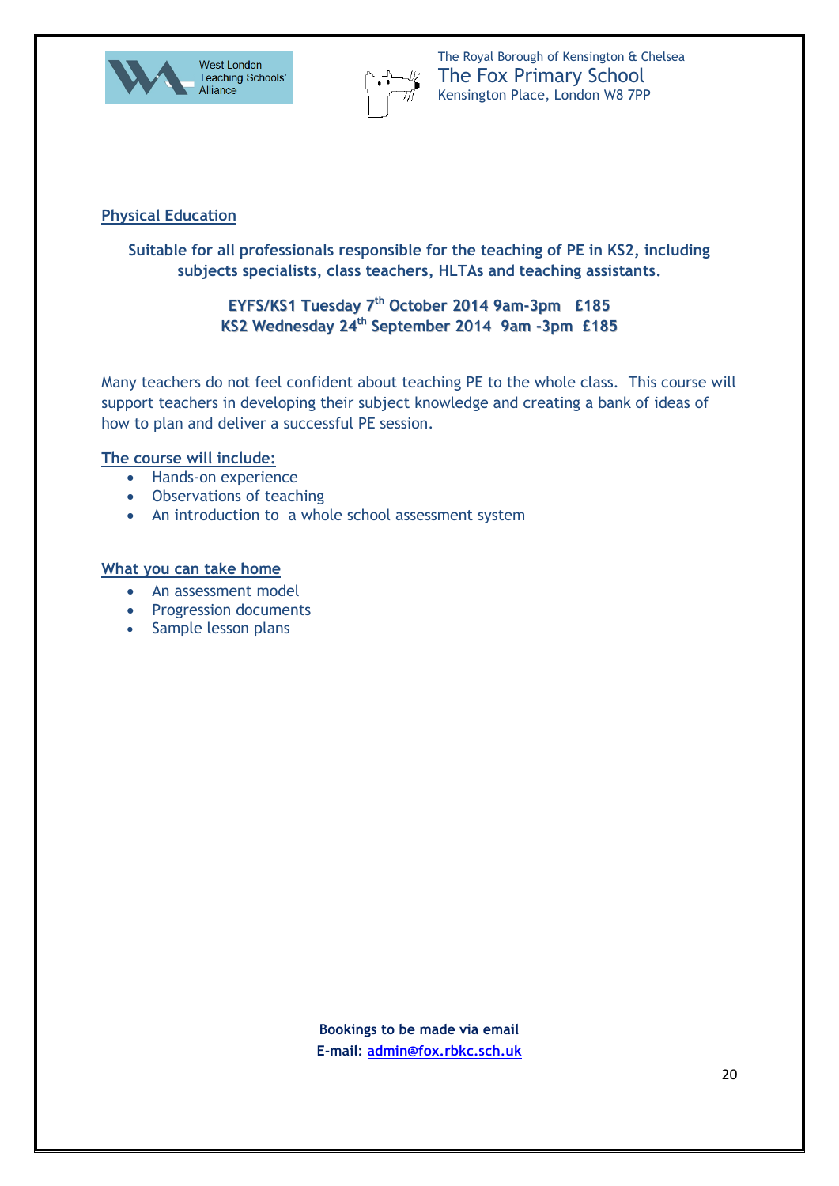West London Teaching Schools' Alliance

The Royal Borough of Kensington & Chelsea
The Fox Primary School
Kensington Place, London W8 7PP

## Physical Education

**Suitable for all professionals responsible for the teaching of PE in KS2, including subjects specialists, class teachers, HLTAs and teaching assistants.**

**EYFS/KS1 Tuesday 7th October 2014 9am-3pm £185**
**KS2 Wednesday 24th September 2014 9am -3pm £185**

Many teachers do not feel confident about teaching PE to the whole class. This course will support teachers in developing their subject knowledge and creating a bank of ideas of how to plan and deliver a successful PE session.

### The course will include:

- Hands-on experience
- Observations of teaching
- An introduction to a whole school assessment system

### What you can take home

- An assessment model
- Progression documents
- Sample lesson plans

**Bookings to be made via email**
**E-mail: admin@fox.rbkc.sch.uk**